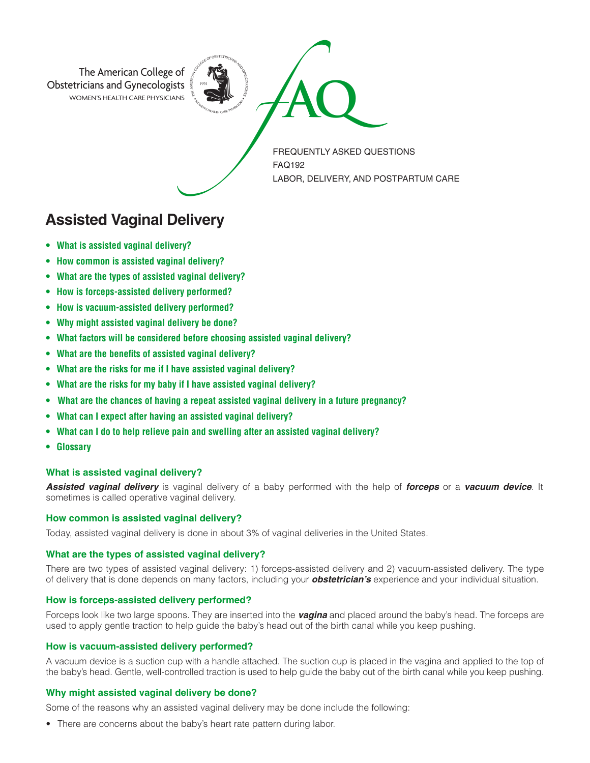The American College of Obstetricians and Gynecologists
WOMEN'S HEALTH CARE PHYSICIANS

FAQ

FREQUENTLY ASKED QUESTIONS
FAQ192
LABOR, DELIVERY, AND POSTPARTUM CARE

# Assisted Vaginal Delivery

- **What is assisted vaginal delivery?**
- **How common is assisted vaginal delivery?**
- **What are the types of assisted vaginal delivery?**
- **How is forceps-assisted delivery performed?**
- **How is vacuum-assisted delivery performed?**
- **Why might assisted vaginal delivery be done?**
- **What factors will be considered before choosing assisted vaginal delivery?**
- **What are the benefits of assisted vaginal delivery?**
- **What are the risks for me if I have assisted vaginal delivery?**
- **What are the risks for my baby if I have assisted vaginal delivery?**
- **What are the chances of having a repeat assisted vaginal delivery in a future pregnancy?**
- **What can I expect after having an assisted vaginal delivery?**
- **What can I do to help relieve pain and swelling after an assisted vaginal delivery?**
- **Glossary**

### What is assisted vaginal delivery?

***Assisted vaginal delivery*** is vaginal delivery of a baby performed with the help of ***forceps*** or a ***vacuum device***. It sometimes is called operative vaginal delivery.

### How common is assisted vaginal delivery?

Today, assisted vaginal delivery is done in about 3% of vaginal deliveries in the United States.

### What are the types of assisted vaginal delivery?

There are two types of assisted vaginal delivery: 1) forceps-assisted delivery and 2) vacuum-assisted delivery. The type of delivery that is done depends on many factors, including your ***obstetrician's*** experience and your individual situation.

### How is forceps-assisted delivery performed?

Forceps look like two large spoons. They are inserted into the ***vagina*** and placed around the baby's head. The forceps are used to apply gentle traction to help guide the baby's head out of the birth canal while you keep pushing.

### How is vacuum-assisted delivery performed?

A vacuum device is a suction cup with a handle attached. The suction cup is placed in the vagina and applied to the top of the baby's head. Gentle, well-controlled traction is used to help guide the baby out of the birth canal while you keep pushing.

### Why might assisted vaginal delivery be done?

Some of the reasons why an assisted vaginal delivery may be done include the following:

- There are concerns about the baby's heart rate pattern during labor.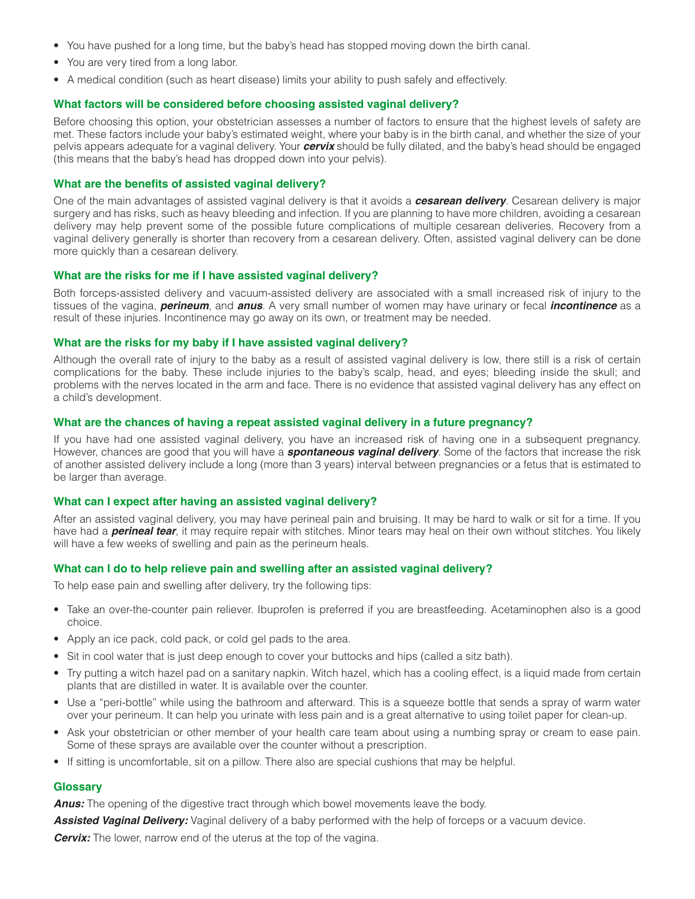- You have pushed for a long time, but the baby's head has stopped moving down the birth canal.
- You are very tired from a long labor.
- A medical condition (such as heart disease) limits your ability to push safely and effectively.

### What factors will be considered before choosing assisted vaginal delivery?

Before choosing this option, your obstetrician assesses a number of factors to ensure that the highest levels of safety are met. These factors include your baby's estimated weight, where your baby is in the birth canal, and whether the size of your pelvis appears adequate for a vaginal delivery. Your ***cervix*** should be fully dilated, and the baby's head should be engaged (this means that the baby's head has dropped down into your pelvis).

### What are the benefits of assisted vaginal delivery?

One of the main advantages of assisted vaginal delivery is that it avoids a ***cesarean delivery***. Cesarean delivery is major surgery and has risks, such as heavy bleeding and infection. If you are planning to have more children, avoiding a cesarean delivery may help prevent some of the possible future complications of multiple cesarean deliveries. Recovery from a vaginal delivery generally is shorter than recovery from a cesarean delivery. Often, assisted vaginal delivery can be done more quickly than a cesarean delivery.

### What are the risks for me if I have assisted vaginal delivery?

Both forceps-assisted delivery and vacuum-assisted delivery are associated with a small increased risk of injury to the tissues of the vagina, ***perineum***, and ***anus***. A very small number of women may have urinary or fecal ***incontinence*** as a result of these injuries. Incontinence may go away on its own, or treatment may be needed.

### What are the risks for my baby if I have assisted vaginal delivery?

Although the overall rate of injury to the baby as a result of assisted vaginal delivery is low, there still is a risk of certain complications for the baby. These include injuries to the baby's scalp, head, and eyes; bleeding inside the skull; and problems with the nerves located in the arm and face. There is no evidence that assisted vaginal delivery has any effect on a child's development.

### What are the chances of having a repeat assisted vaginal delivery in a future pregnancy?

If you have had one assisted vaginal delivery, you have an increased risk of having one in a subsequent pregnancy. However, chances are good that you will have a ***spontaneous vaginal delivery***. Some of the factors that increase the risk of another assisted delivery include a long (more than 3 years) interval between pregnancies or a fetus that is estimated to be larger than average.

### What can I expect after having an assisted vaginal delivery?

After an assisted vaginal delivery, you may have perineal pain and bruising. It may be hard to walk or sit for a time. If you have had a ***perineal tear***, it may require repair with stitches. Minor tears may heal on their own without stitches. You likely will have a few weeks of swelling and pain as the perineum heals.

### What can I do to help relieve pain and swelling after an assisted vaginal delivery?

To help ease pain and swelling after delivery, try the following tips:

- Take an over-the-counter pain reliever. Ibuprofen is preferred if you are breastfeeding. Acetaminophen also is a good choice.
- Apply an ice pack, cold pack, or cold gel pads to the area.
- Sit in cool water that is just deep enough to cover your buttocks and hips (called a sitz bath).
- Try putting a witch hazel pad on a sanitary napkin. Witch hazel, which has a cooling effect, is a liquid made from certain plants that are distilled in water. It is available over the counter.
- Use a "peri-bottle" while using the bathroom and afterward. This is a squeeze bottle that sends a spray of warm water over your perineum. It can help you urinate with less pain and is a great alternative to using toilet paper for clean-up.
- Ask your obstetrician or other member of your health care team about using a numbing spray or cream to ease pain. Some of these sprays are available over the counter without a prescription.
- If sitting is uncomfortable, sit on a pillow. There also are special cushions that may be helpful.

### Glossary

***Anus:*** The opening of the digestive tract through which bowel movements leave the body.

***Assisted Vaginal Delivery:*** Vaginal delivery of a baby performed with the help of forceps or a vacuum device.

***Cervix:*** The lower, narrow end of the uterus at the top of the vagina.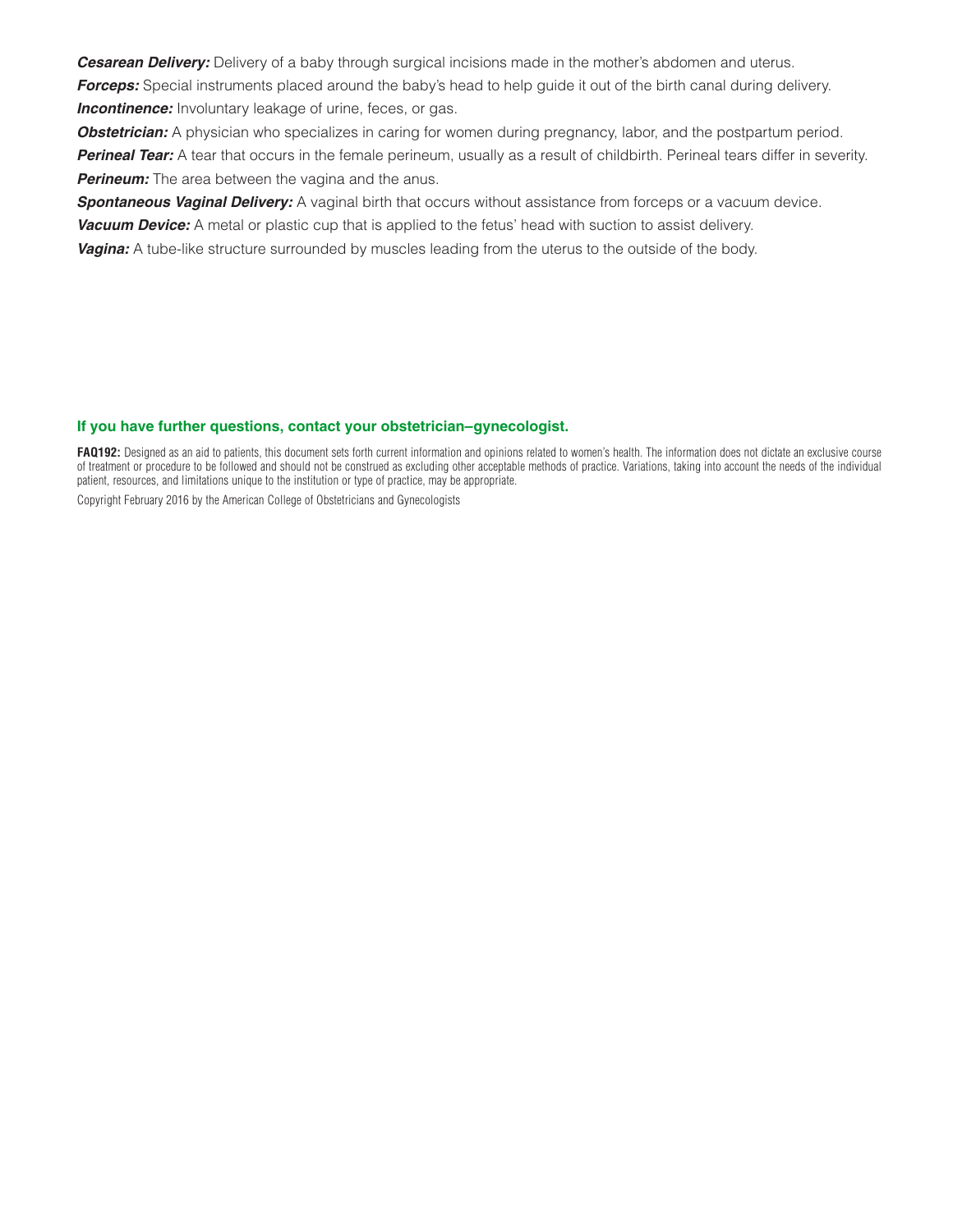***Cesarean Delivery:*** Delivery of a baby through surgical incisions made in the mother's abdomen and uterus.

***Forceps:*** Special instruments placed around the baby's head to help guide it out of the birth canal during delivery.

***Incontinence:*** Involuntary leakage of urine, feces, or gas.

***Obstetrician:*** A physician who specializes in caring for women during pregnancy, labor, and the postpartum period.

***Perineal Tear:*** A tear that occurs in the female perineum, usually as a result of childbirth. Perineal tears differ in severity.

***Perineum:*** The area between the vagina and the anus.

***Spontaneous Vaginal Delivery:*** A vaginal birth that occurs without assistance from forceps or a vacuum device.

***Vacuum Device:*** A metal or plastic cup that is applied to the fetus' head with suction to assist delivery.

***Vagina:*** A tube-like structure surrounded by muscles leading from the uterus to the outside of the body.

**If you have further questions, contact your obstetrician–gynecologist.**

**FAQ192:** Designed as an aid to patients, this document sets forth current information and opinions related to women's health. The information does not dictate an exclusive course of treatment or procedure to be followed and should not be construed as excluding other acceptable methods of practice. Variations, taking into account the needs of the individual patient, resources, and limitations unique to the institution or type of practice, may be appropriate.

Copyright February 2016 by the American College of Obstetricians and Gynecologists